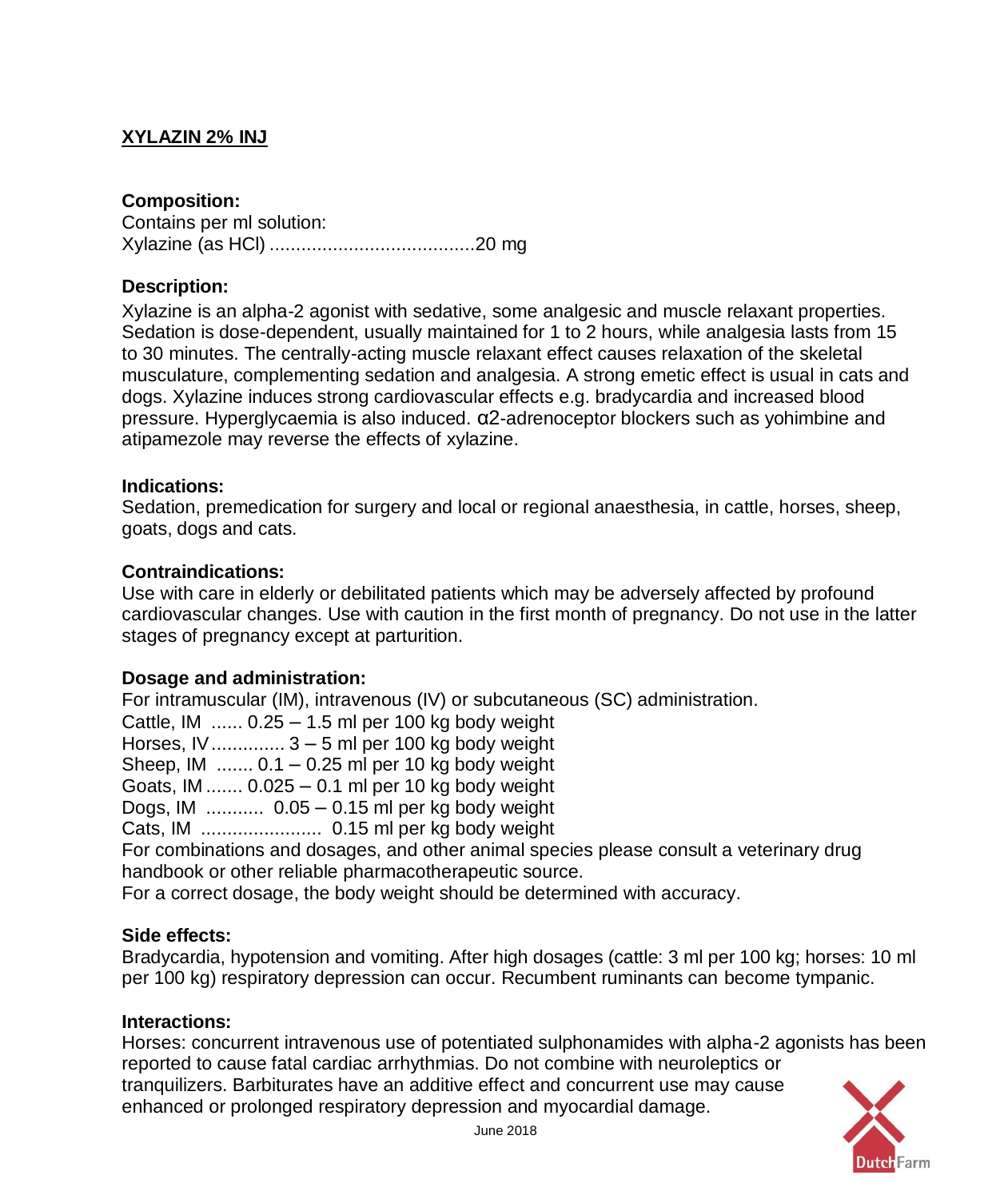# XYLAZIN 2% INJ

**Composition:**

Contains per ml solution:

Xylazine (as HCl) ......................................20 mg

**Description:**

Xylazine is an alpha-2 agonist with sedative, some analgesic and muscle relaxant properties. Sedation is dose-dependent, usually maintained for 1 to 2 hours, while analgesia lasts from 15 to 30 minutes. The centrally-acting muscle relaxant effect causes relaxation of the skeletal musculature, complementing sedation and analgesia. A strong emetic effect is usual in cats and dogs. Xylazine induces strong cardiovascular effects e.g. bradycardia and increased blood pressure. Hyperglycaemia is also induced. α2-adrenoceptor blockers such as yohimbine and atipamezole may reverse the effects of xylazine.

**Indications:**

Sedation, premedication for surgery and local or regional anaesthesia, in cattle, horses, sheep, goats, dogs and cats.

**Contraindications:**

Use with care in elderly or debilitated patients which may be adversely affected by profound cardiovascular changes. Use with caution in the first month of pregnancy. Do not use in the latter stages of pregnancy except at parturition.

**Dosage and administration:**

For intramuscular (IM), intravenous (IV) or subcutaneous (SC) administration.

Cattle, IM ...... 0.25 – 1.5 ml per 100 kg body weight
Horses, IV............. 3 – 5 ml per 100 kg body weight
Sheep, IM ....... 0.1 – 0.25 ml per 10 kg body weight
Goats, IM ....... 0.025 – 0.1 ml per 10 kg body weight
Dogs, IM ........... 0.05 – 0.15 ml per kg body weight
Cats, IM ....................... 0.15 ml per kg body weight

For combinations and dosages, and other animal species please consult a veterinary drug handbook or other reliable pharmacotherapeutic source.

For a correct dosage, the body weight should be determined with accuracy.

**Side effects:**

Bradycardia, hypotension and vomiting. After high dosages (cattle: 3 ml per 100 kg; horses: 10 ml per 100 kg) respiratory depression can occur. Recumbent ruminants can become tympanic.

**Interactions:**

Horses: concurrent intravenous use of potentiated sulphonamides with alpha-2 agonists has been reported to cause fatal cardiac arrhythmias. Do not combine with neuroleptics or tranquilizers. Barbiturates have an additive effect and concurrent use may cause enhanced or prolonged respiratory depression and myocardial damage.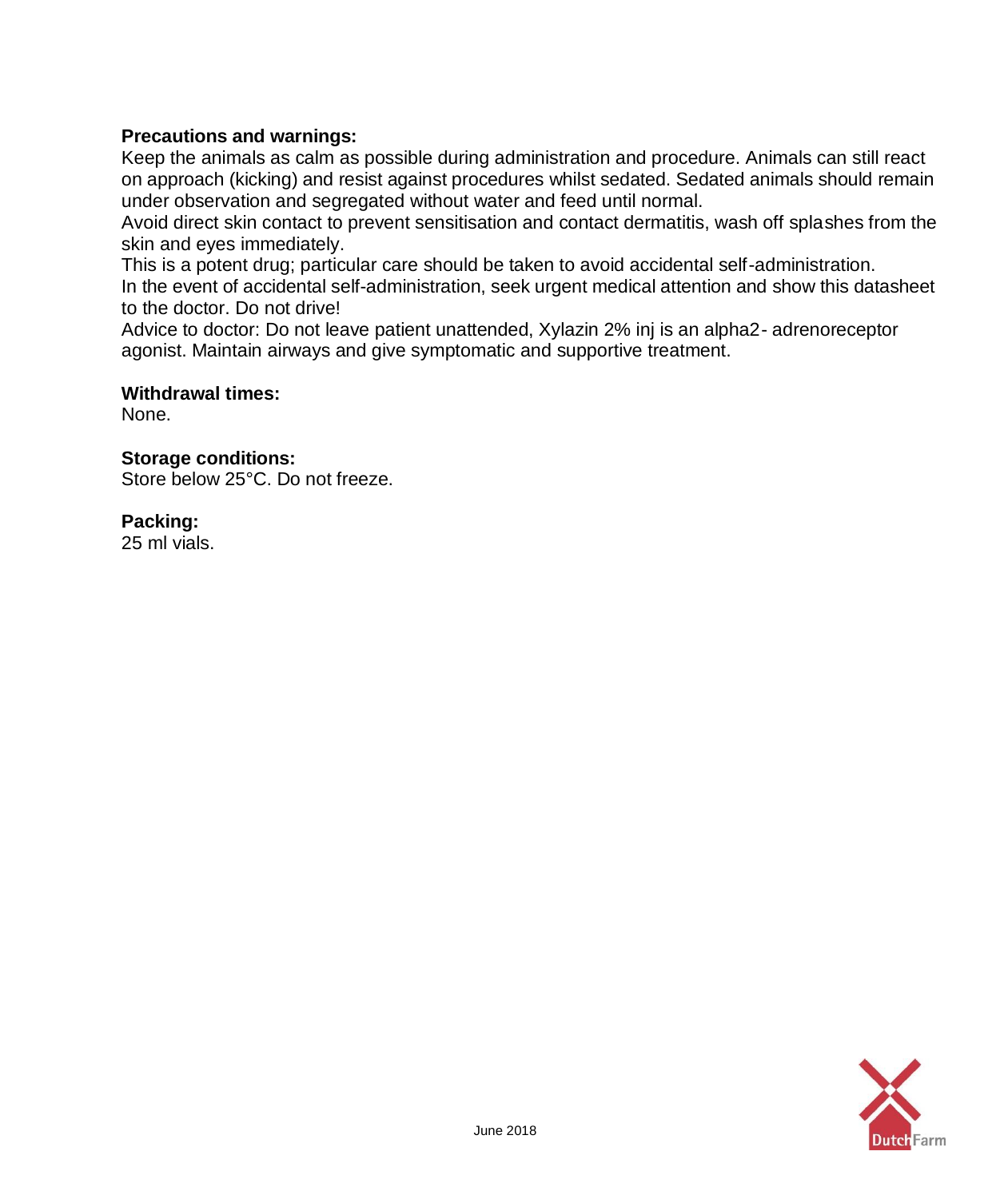**Precautions and warnings:**

Keep the animals as calm as possible during administration and procedure. Animals can still react on approach (kicking) and resist against procedures whilst sedated. Sedated animals should remain under observation and segregated without water and feed until normal.

Avoid direct skin contact to prevent sensitisation and contact dermatitis, wash off splashes from the skin and eyes immediately.

This is a potent drug; particular care should be taken to avoid accidental self-administration.

In the event of accidental self-administration, seek urgent medical attention and show this datasheet to the doctor. Do not drive!

Advice to doctor: Do not leave patient unattended, Xylazin 2% inj is an alpha2- adrenoreceptor agonist. Maintain airways and give symptomatic and supportive treatment.

**Withdrawal times:**

None.

**Storage conditions:**

Store below 25°C. Do not freeze.

**Packing:**

25 ml vials.

June 2018